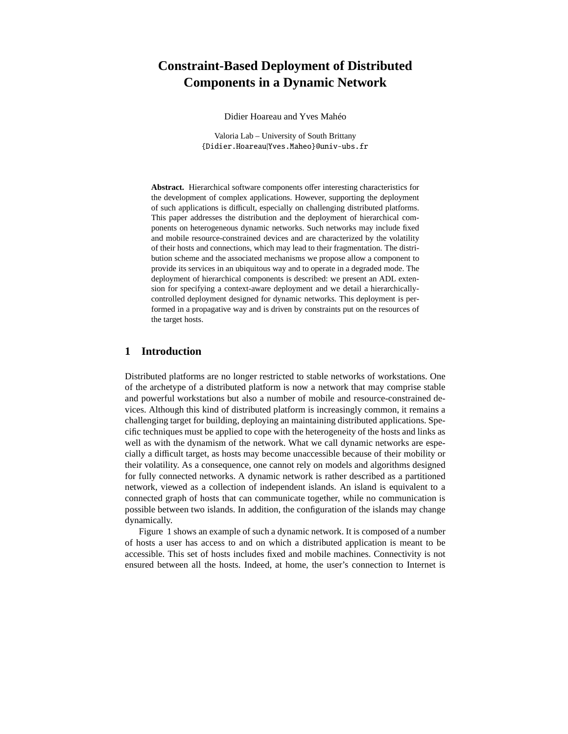# Constraint-Based Deployment of Distributed Components in a Dynamic Network

Didier Hoareau and Yves Mahéo

Valoria Lab – University of South Brittany
{Didier.Hoareau|Yves.Maheo}@univ-ubs.fr

**Abstract.** Hierarchical software components offer interesting characteristics for the development of complex applications. However, supporting the deployment of such applications is difficult, especially on challenging distributed platforms. This paper addresses the distribution and the deployment of hierarchical components on heterogeneous dynamic networks. Such networks may include fixed and mobile resource-constrained devices and are characterized by the volatility of their hosts and connections, which may lead to their fragmentation. The distribution scheme and the associated mechanisms we propose allow a component to provide its services in an ubiquitous way and to operate in a degraded mode. The deployment of hierarchical components is described: we present an ADL extension for specifying a context-aware deployment and we detail a hierarchically-controlled deployment designed for dynamic networks. This deployment is performed in a propagative way and is driven by constraints put on the resources of the target hosts.

## 1 Introduction

Distributed platforms are no longer restricted to stable networks of workstations. One of the archetype of a distributed platform is now a network that may comprise stable and powerful workstations but also a number of mobile and resource-constrained devices. Although this kind of distributed platform is increasingly common, it remains a challenging target for building, deploying an maintaining distributed applications. Specific techniques must be applied to cope with the heterogeneity of the hosts and links as well as with the dynamism of the network. What we call dynamic networks are especially a difficult target, as hosts may become unaccessible because of their mobility or their volatility. As a consequence, one cannot rely on models and algorithms designed for fully connected networks. A dynamic network is rather described as a partitioned network, viewed as a collection of independent islands. An island is equivalent to a connected graph of hosts that can communicate together, while no communication is possible between two islands. In addition, the configuration of the islands may change dynamically.

Figure 1 shows an example of such a dynamic network. It is composed of a number of hosts a user has access to and on which a distributed application is meant to be accessible. This set of hosts includes fixed and mobile machines. Connectivity is not ensured between all the hosts. Indeed, at home, the user's connection to Internet is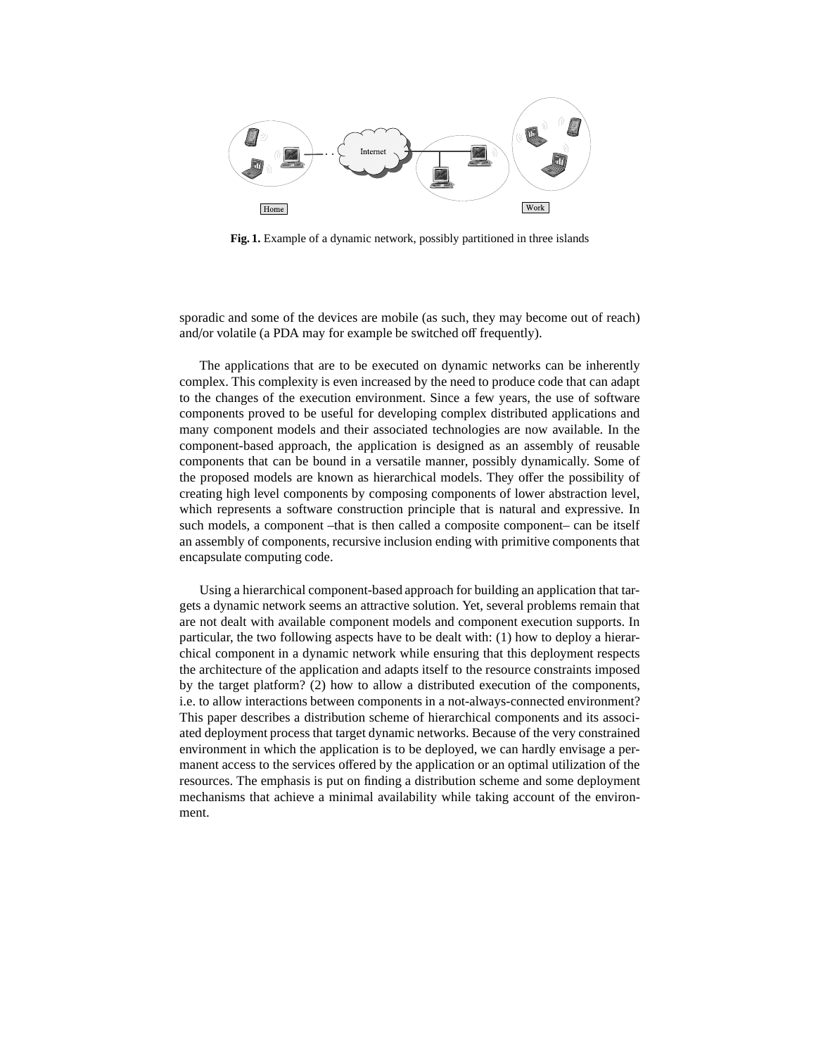Internet

Home

Work

**Fig. 1.** Example of a dynamic network, possibly partitioned in three islands

sporadic and some of the devices are mobile (as such, they may become out of reach) and/or volatile (a PDA may for example be switched off frequently).

The applications that are to be executed on dynamic networks can be inherently complex. This complexity is even increased by the need to produce code that can adapt to the changes of the execution environment. Since a few years, the use of software components proved to be useful for developing complex distributed applications and many component models and their associated technologies are now available. In the component-based approach, the application is designed as an assembly of reusable components that can be bound in a versatile manner, possibly dynamically. Some of the proposed models are known as hierarchical models. They offer the possibility of creating high level components by composing components of lower abstraction level, which represents a software construction principle that is natural and expressive. In such models, a component –that is then called a composite component– can be itself an assembly of components, recursive inclusion ending with primitive components that encapsulate computing code.

Using a hierarchical component-based approach for building an application that targets a dynamic network seems an attractive solution. Yet, several problems remain that are not dealt with available component models and component execution supports. In particular, the two following aspects have to be dealt with: (1) how to deploy a hierarchical component in a dynamic network while ensuring that this deployment respects the architecture of the application and adapts itself to the resource constraints imposed by the target platform? (2) how to allow a distributed execution of the components, i.e. to allow interactions between components in a not-always-connected environment? This paper describes a distribution scheme of hierarchical components and its associated deployment process that target dynamic networks. Because of the very constrained environment in which the application is to be deployed, we can hardly envisage a permanent access to the services offered by the application or an optimal utilization of the resources. The emphasis is put on finding a distribution scheme and some deployment mechanisms that achieve a minimal availability while taking account of the environment.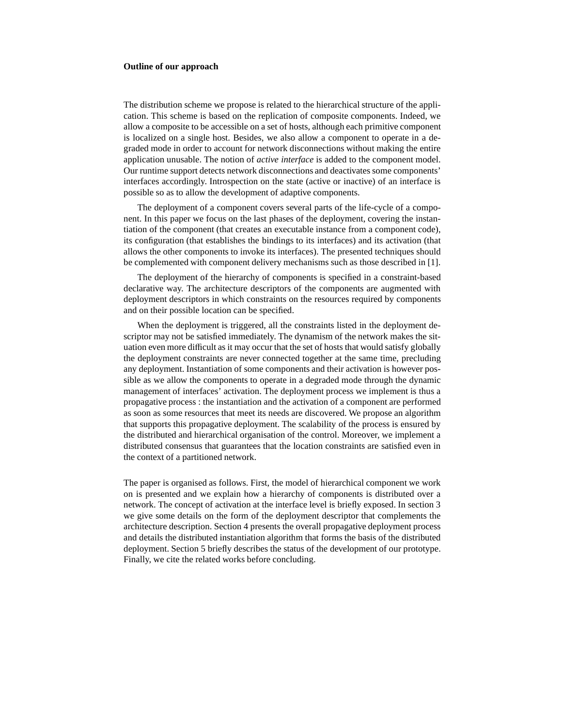**Outline of our approach**

The distribution scheme we propose is related to the hierarchical structure of the application. This scheme is based on the replication of composite components. Indeed, we allow a composite to be accessible on a set of hosts, although each primitive component is localized on a single host. Besides, we also allow a component to operate in a degraded mode in order to account for network disconnections without making the entire application unusable. The notion of *active interface* is added to the component model. Our runtime support detects network disconnections and deactivates some components' interfaces accordingly. Introspection on the state (active or inactive) of an interface is possible so as to allow the development of adaptive components.

The deployment of a component covers several parts of the life-cycle of a component. In this paper we focus on the last phases of the deployment, covering the instantiation of the component (that creates an executable instance from a component code), its configuration (that establishes the bindings to its interfaces) and its activation (that allows the other components to invoke its interfaces). The presented techniques should be complemented with component delivery mechanisms such as those described in [1].

The deployment of the hierarchy of components is specified in a constraint-based declarative way. The architecture descriptors of the components are augmented with deployment descriptors in which constraints on the resources required by components and on their possible location can be specified.

When the deployment is triggered, all the constraints listed in the deployment descriptor may not be satisfied immediately. The dynamism of the network makes the situation even more difficult as it may occur that the set of hosts that would satisfy globally the deployment constraints are never connected together at the same time, precluding any deployment. Instantiation of some components and their activation is however possible as we allow the components to operate in a degraded mode through the dynamic management of interfaces' activation. The deployment process we implement is thus a propagative process : the instantiation and the activation of a component are performed as soon as some resources that meet its needs are discovered. We propose an algorithm that supports this propagative deployment. The scalability of the process is ensured by the distributed and hierarchical organisation of the control. Moreover, we implement a distributed consensus that guarantees that the location constraints are satisfied even in the context of a partitioned network.

The paper is organised as follows. First, the model of hierarchical component we work on is presented and we explain how a hierarchy of components is distributed over a network. The concept of activation at the interface level is briefly exposed. In section 3 we give some details on the form of the deployment descriptor that complements the architecture description. Section 4 presents the overall propagative deployment process and details the distributed instantiation algorithm that forms the basis of the distributed deployment. Section 5 briefly describes the status of the development of our prototype. Finally, we cite the related works before concluding.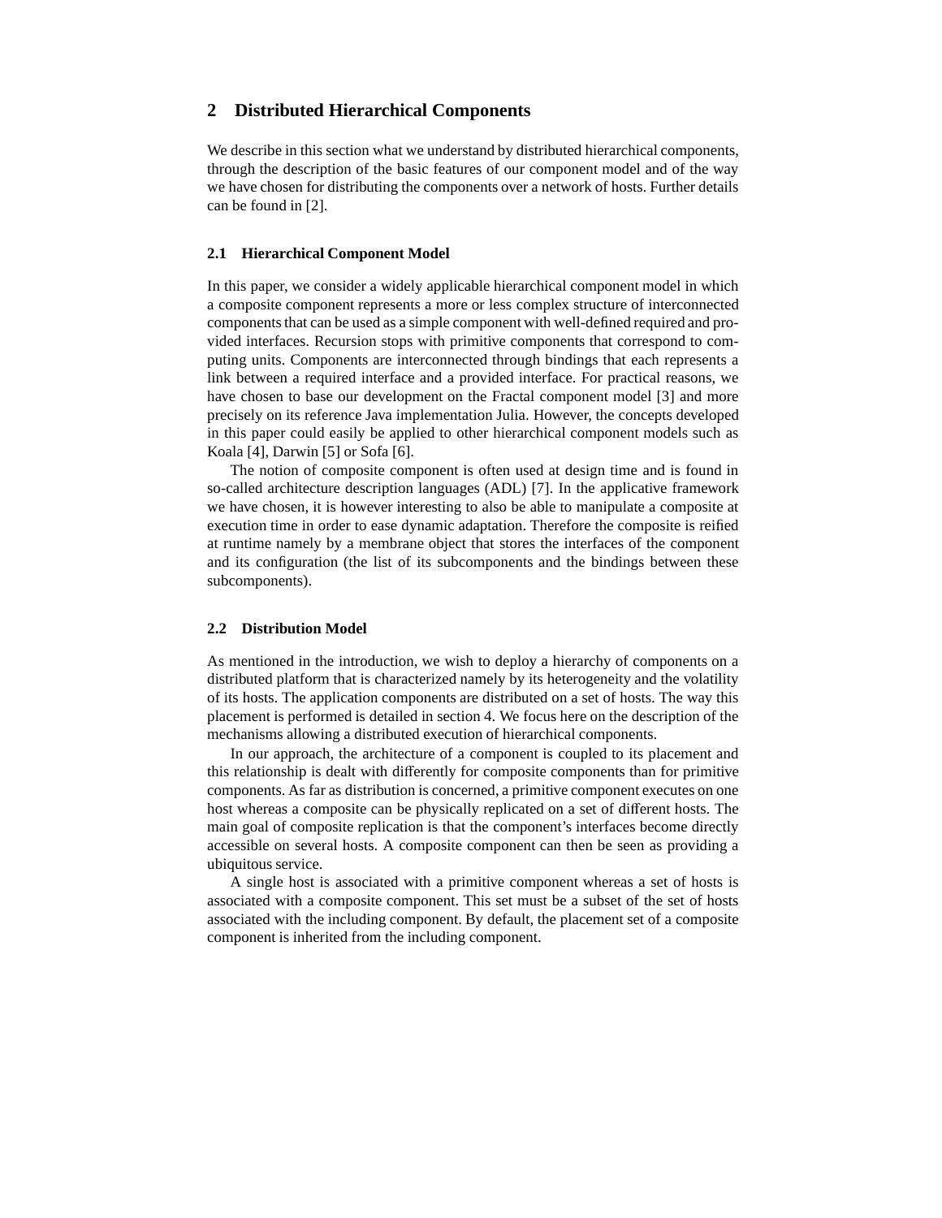## 2 Distributed Hierarchical Components

We describe in this section what we understand by distributed hierarchical components, through the description of the basic features of our component model and of the way we have chosen for distributing the components over a network of hosts. Further details can be found in [2].

### 2.1 Hierarchical Component Model

In this paper, we consider a widely applicable hierarchical component model in which a composite component represents a more or less complex structure of interconnected components that can be used as a simple component with well-defined required and provided interfaces. Recursion stops with primitive components that correspond to computing units. Components are interconnected through bindings that each represents a link between a required interface and a provided interface. For practical reasons, we have chosen to base our development on the Fractal component model [3] and more precisely on its reference Java implementation Julia. However, the concepts developed in this paper could easily be applied to other hierarchical component models such as Koala [4], Darwin [5] or Sofa [6].

The notion of composite component is often used at design time and is found in so-called architecture description languages (ADL) [7]. In the applicative framework we have chosen, it is however interesting to also be able to manipulate a composite at execution time in order to ease dynamic adaptation. Therefore the composite is reified at runtime namely by a membrane object that stores the interfaces of the component and its configuration (the list of its subcomponents and the bindings between these subcomponents).

### 2.2 Distribution Model

As mentioned in the introduction, we wish to deploy a hierarchy of components on a distributed platform that is characterized namely by its heterogeneity and the volatility of its hosts. The application components are distributed on a set of hosts. The way this placement is performed is detailed in section 4. We focus here on the description of the mechanisms allowing a distributed execution of hierarchical components.

In our approach, the architecture of a component is coupled to its placement and this relationship is dealt with differently for composite components than for primitive components. As far as distribution is concerned, a primitive component executes on one host whereas a composite can be physically replicated on a set of different hosts. The main goal of composite replication is that the component's interfaces become directly accessible on several hosts. A composite component can then be seen as providing a ubiquitous service.

A single host is associated with a primitive component whereas a set of hosts is associated with a composite component. This set must be a subset of the set of hosts associated with the including component. By default, the placement set of a composite component is inherited from the including component.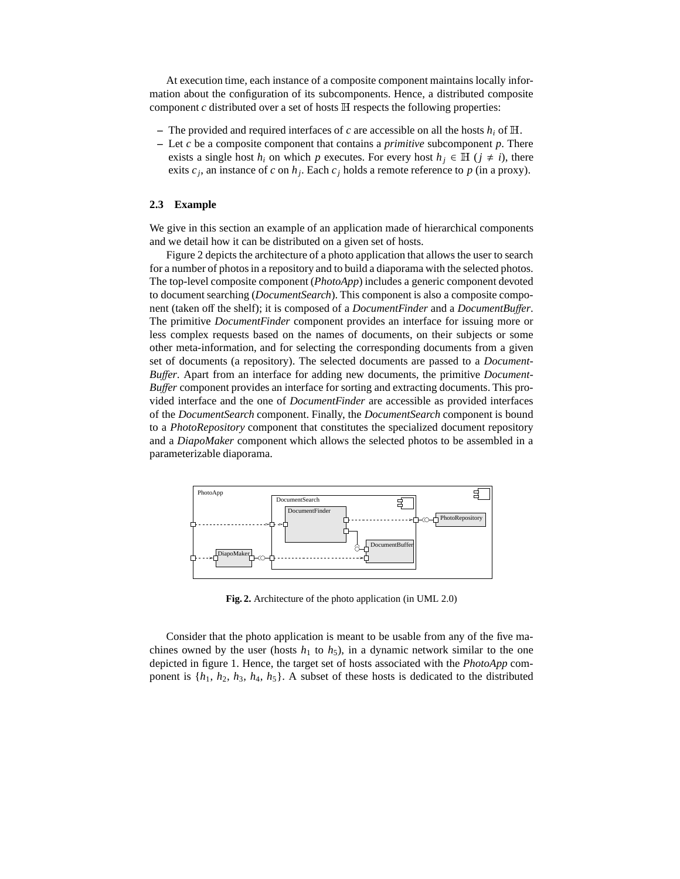At execution time, each instance of a composite component maintains locally information about the configuration of its subcomponents. Hence, a distributed composite component $c$ distributed over a set of hosts $\mathbb{H}$ respects the following properties:

- The provided and required interfaces of $c$ are accessible on all the hosts $h_i$ of $\mathbb{H}$.
- Let $c$ be a composite component that contains a *primitive* subcomponent $p$. There exists a single host $h_i$ on which $p$ executes. For every host $h_j \in \mathbb{H}$ ($j \neq i$), there exits $c_j$, an instance of $c$ on $h_j$. Each $c_j$ holds a remote reference to $p$ (in a proxy).

### 2.3 Example

We give in this section an example of an application made of hierarchical components and we detail how it can be distributed on a given set of hosts.

Figure 2 depicts the architecture of a photo application that allows the user to search for a number of photos in a repository and to build a diaporama with the selected photos. The top-level composite component (*PhotoApp*) includes a generic component devoted to document searching (*DocumentSearch*). This component is also a composite component (taken off the shelf); it is composed of a *DocumentFinder* and a *DocumentBuffer*. The primitive *DocumentFinder* component provides an interface for issuing more or less complex requests based on the names of documents, on their subjects or some other meta-information, and for selecting the corresponding documents from a given set of documents (a repository). The selected documents are passed to a *DocumentBuffer*. Apart from an interface for adding new documents, the primitive *DocumentBuffer* component provides an interface for sorting and extracting documents. This provided interface and the one of *DocumentFinder* are accessible as provided interfaces of the *DocumentSearch* component. Finally, the *DocumentSearch* component is bound to a *PhotoRepository* component that constitutes the specialized document repository and a *DiapoMaker* component which allows the selected photos to be assembled in a parameterizable diaporama.

PhotoApp
DocumentSearch
DocumentFinder
PhotoRepository
DocumentBuffer
DiapoMaker

**Fig. 2.** Architecture of the photo application (in UML 2.0)

Consider that the photo application is meant to be usable from any of the five machines owned by the user (hosts $h_1$ to $h_5$), in a dynamic network similar to the one depicted in figure 1. Hence, the target set of hosts associated with the *PhotoApp* component is $\{h_1, h_2, h_3, h_4, h_5\}$. A subset of these hosts is dedicated to the distributed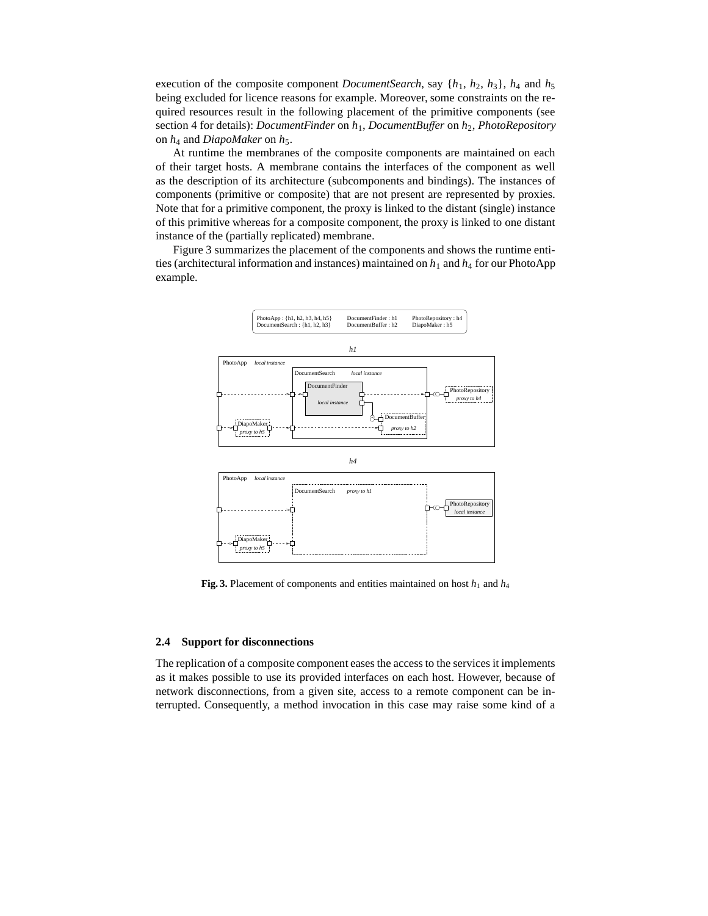execution of the composite component *DocumentSearch*, say $\{h_1, h_2, h_3\}$, $h_4$ and $h_5$ being excluded for licence reasons for example. Moreover, some constraints on the required resources result in the following placement of the primitive components (see section 4 for details): *DocumentFinder* on $h_1$, *DocumentBuffer* on $h_2$, *PhotoRepository* on $h_4$ and *DiapoMaker* on $h_5$.

At runtime the membranes of the composite components are maintained on each of their target hosts. A membrane contains the interfaces of the component as well as the description of its architecture (subcomponents and bindings). The instances of components (primitive or composite) that are not present are represented by proxies. Note that for a primitive component, the proxy is linked to the distant (single) instance of this primitive whereas for a composite component, the proxy is linked to one distant instance of the (partially replicated) membrane.

Figure 3 summarizes the placement of the components and shows the runtime entities (architectural information and instances) maintained on $h_1$ and $h_4$ for our PhotoApp example.

PhotoApp : {h1, h2, h3, h4, h5}
DocumentSearch : {h1, h2, h3}
DocumentFinder : h1
DocumentBuffer : h2
PhotoRepository : h4
DiapoMaker : h5

h1

PhotoApp local instance
DocumentSearch local instance
DocumentFinder local instance
PhotoRepository proxy to h4
DocumentBuffer proxy to h2
DiapoMaker proxy to h5

h4

PhotoApp local instance
DocumentSearch proxy to h1
PhotoRepository local instance
DiapoMaker proxy to h5

**Fig. 3.** Placement of components and entities maintained on host $h_1$ and $h_4$

### 2.4 Support for disconnections

The replication of a composite component eases the access to the services it implements as it makes possible to use its provided interfaces on each host. However, because of network disconnections, from a given site, access to a remote component can be interrupted. Consequently, a method invocation in this case may raise some kind of a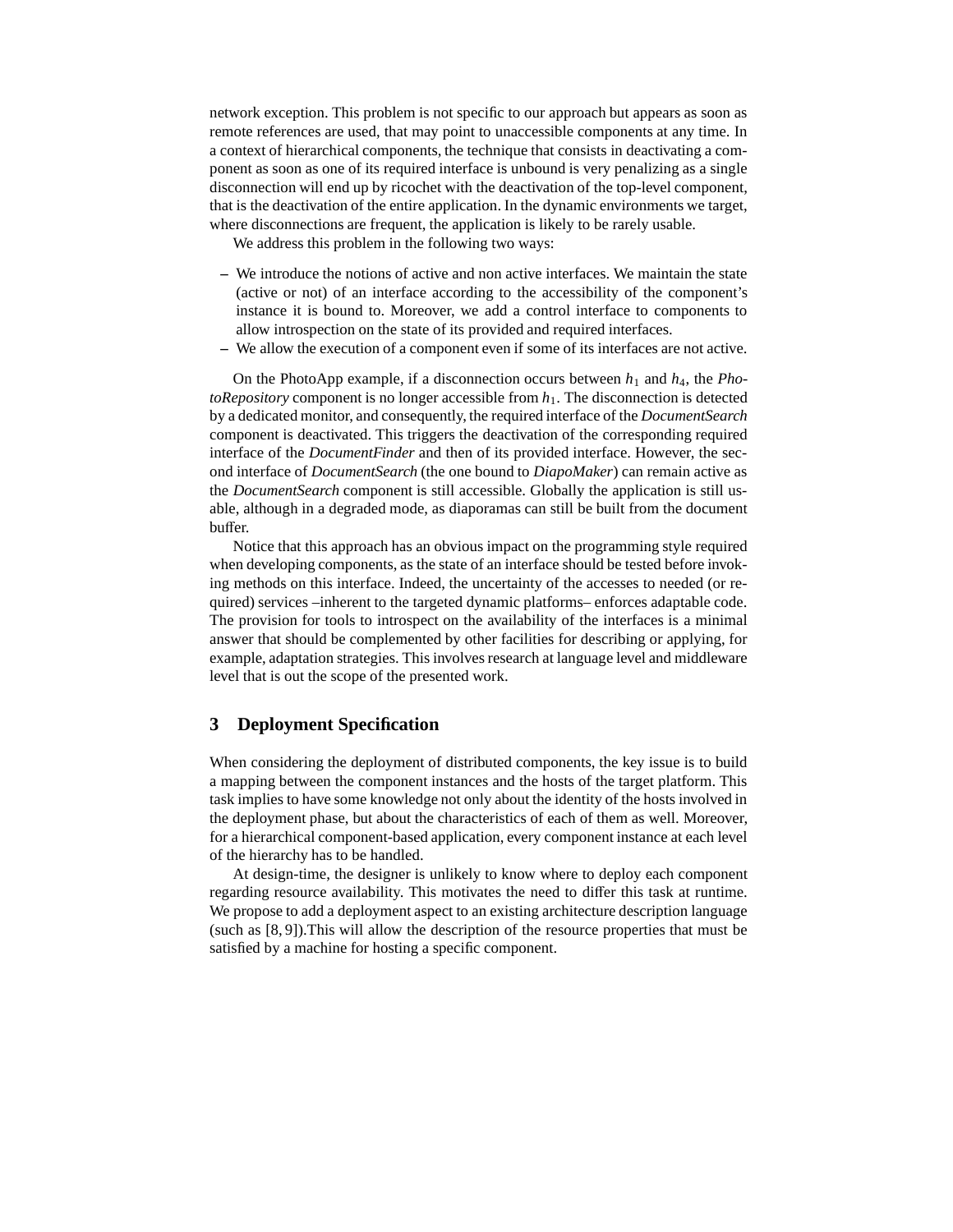network exception. This problem is not specific to our approach but appears as soon as remote references are used, that may point to unaccessible components at any time. In a context of hierarchical components, the technique that consists in deactivating a component as soon as one of its required interface is unbound is very penalizing as a single disconnection will end up by ricochet with the deactivation of the top-level component, that is the deactivation of the entire application. In the dynamic environments we target, where disconnections are frequent, the application is likely to be rarely usable.

We address this problem in the following two ways:

- We introduce the notions of active and non active interfaces. We maintain the state (active or not) of an interface according to the accessibility of the component's instance it is bound to. Moreover, we add a control interface to components to allow introspection on the state of its provided and required interfaces.
- We allow the execution of a component even if some of its interfaces are not active.

On the PhotoApp example, if a disconnection occurs between $h_1$ and $h_4$, the *PhotoRepository* component is no longer accessible from $h_1$. The disconnection is detected by a dedicated monitor, and consequently, the required interface of the *DocumentSearch* component is deactivated. This triggers the deactivation of the corresponding required interface of the *DocumentFinder* and then of its provided interface. However, the second interface of *DocumentSearch* (the one bound to *DiapoMaker*) can remain active as the *DocumentSearch* component is still accessible. Globally the application is still usable, although in a degraded mode, as diaporamas can still be built from the document buffer.

Notice that this approach has an obvious impact on the programming style required when developing components, as the state of an interface should be tested before invoking methods on this interface. Indeed, the uncertainty of the accesses to needed (or required) services –inherent to the targeted dynamic platforms– enforces adaptable code. The provision for tools to introspect on the availability of the interfaces is a minimal answer that should be complemented by other facilities for describing or applying, for example, adaptation strategies. This involves research at language level and middleware level that is out the scope of the presented work.

## 3 Deployment Specification

When considering the deployment of distributed components, the key issue is to build a mapping between the component instances and the hosts of the target platform. This task implies to have some knowledge not only about the identity of the hosts involved in the deployment phase, but about the characteristics of each of them as well. Moreover, for a hierarchical component-based application, every component instance at each level of the hierarchy has to be handled.

At design-time, the designer is unlikely to know where to deploy each component regarding resource availability. This motivates the need to differ this task at runtime. We propose to add a deployment aspect to an existing architecture description language (such as [8, 9]).This will allow the description of the resource properties that must be satisfied by a machine for hosting a specific component.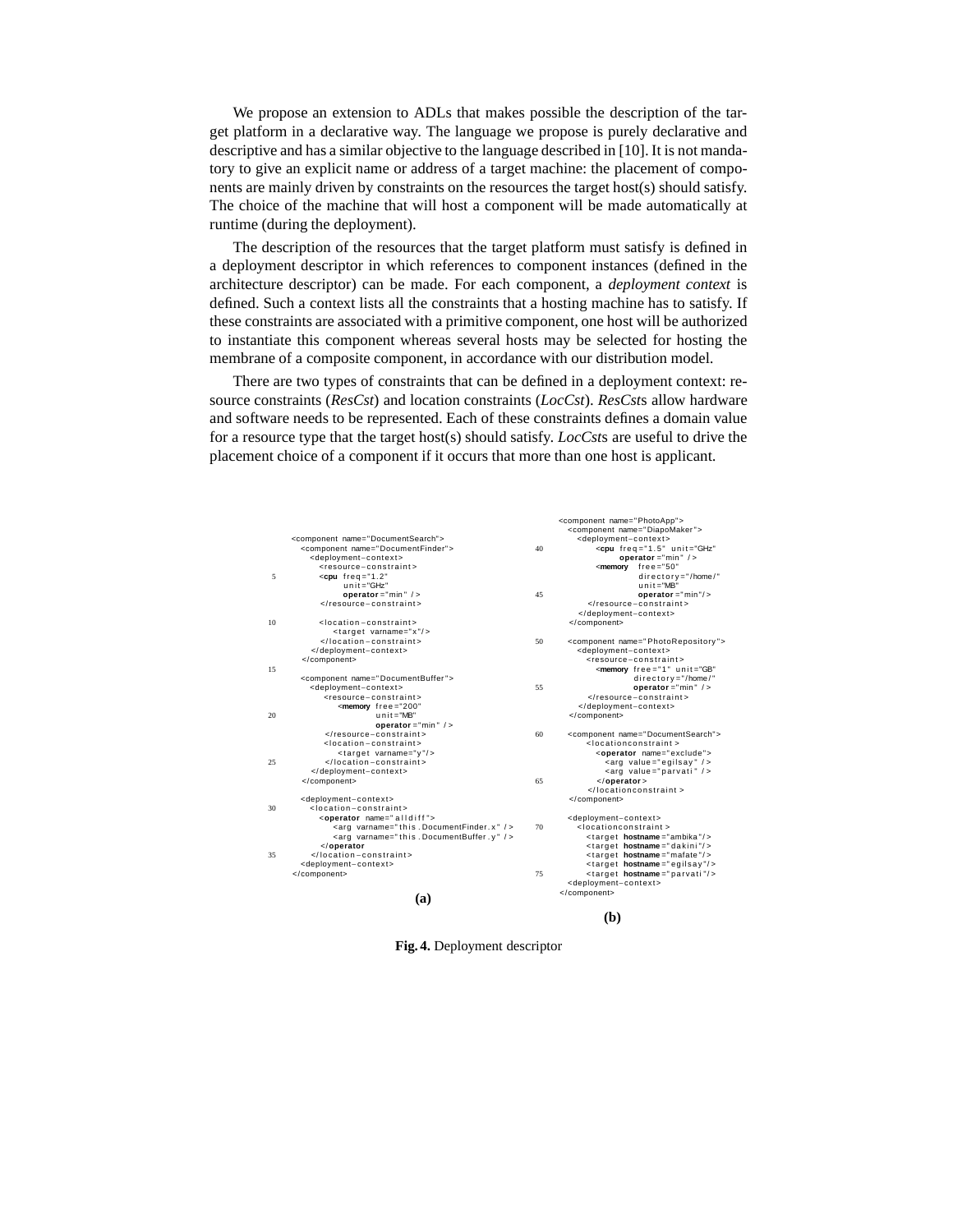We propose an extension to ADLs that makes possible the description of the target platform in a declarative way. The language we propose is purely declarative and descriptive and has a similar objective to the language described in [10]. It is not mandatory to give an explicit name or address of a target machine: the placement of components are mainly driven by constraints on the resources the target host(s) should satisfy. The choice of the machine that will host a component will be made automatically at runtime (during the deployment).

The description of the resources that the target platform must satisfy is defined in a deployment descriptor in which references to component instances (defined in the architecture descriptor) can be made. For each component, a *deployment context* is defined. Such a context lists all the constraints that a hosting machine has to satisfy. If these constraints are associated with a primitive component, one host will be authorized to instantiate this component whereas several hosts may be selected for hosting the membrane of a composite component, in accordance with our distribution model.

There are two types of constraints that can be defined in a deployment context: resource constraints (*ResCst*) and location constraints (*LocCst*). *ResCst*s allow hardware and software needs to be represented. Each of these constraints defines a domain value for a resource type that the target host(s) should satisfy. *LocCst*s are useful to drive the placement choice of a component if it occurs that more than one host is applicant.

```
<component name="DocumentSearch">
  <component name="DocumentFinder">
    <deployment-context>
      <resource-constraint>
5     <cpu freq="1.2"
           unit="GHz"
           operator="min" />
      </resource-constraint>

10    <location-constraint>
        <target varname="x"/>
      </location-constraint>
    </deployment-context>
  </component>
15
  <component name="DocumentBuffer">
    <deployment-context>
      <resource-constraint>
        <memory free="200"
20             unit="MB"
               operator="min" />
      </resource-constraint>
      <location-constraint>
        <target varname="y"/>
25    </location-constraint>
    </deployment-context>
  </component>

  <deployment-context>
30  <location-constraint>
      <operator name="alldiff">
        <arg varname="this.DocumentFinder.x" />
        <arg varname="this.DocumentBuffer.y" />
      </operator
35  </location-constraint>
  <deployment-context>
</component>
```

**(a)**

```
<component name="PhotoApp">
  <component name="DiapoMaker">
    <deployment-context>
40    <cpu freq="1.5" unit="GHz"
           operator="min" />
      <memory free="50"
              directory="/home/"
              unit="MB"
45            operator="min"/>
      </resource-constraint>
    </deployment-context>
  </component>

50 <component name="PhotoRepository">
    <deployment-context>
      <resource-constraint>
        <memory free="1" unit="GB"
                directory="/home/"
55              operator="min" />
      </resource-constraint>
    </deployment-context>
  </component>

60 <component name="DocumentSearch">
    <locationconstraint>
      <operator name="exclude">
        <arg value="egilsay" />
        <arg value="parvati" />
65    </operator>
    </locationconstraint>
  </component>

  <deployment-context>
70  <locationconstraint>
      <target hostname="ambika"/>
      <target hostname="dakini"/>
      <target hostname="mafate"/>
      <target hostname="egilsay"/>
75    <target hostname="parvati"/>
  <deployment-context>
</component>
```

**(b)**

**Fig. 4.** Deployment descriptor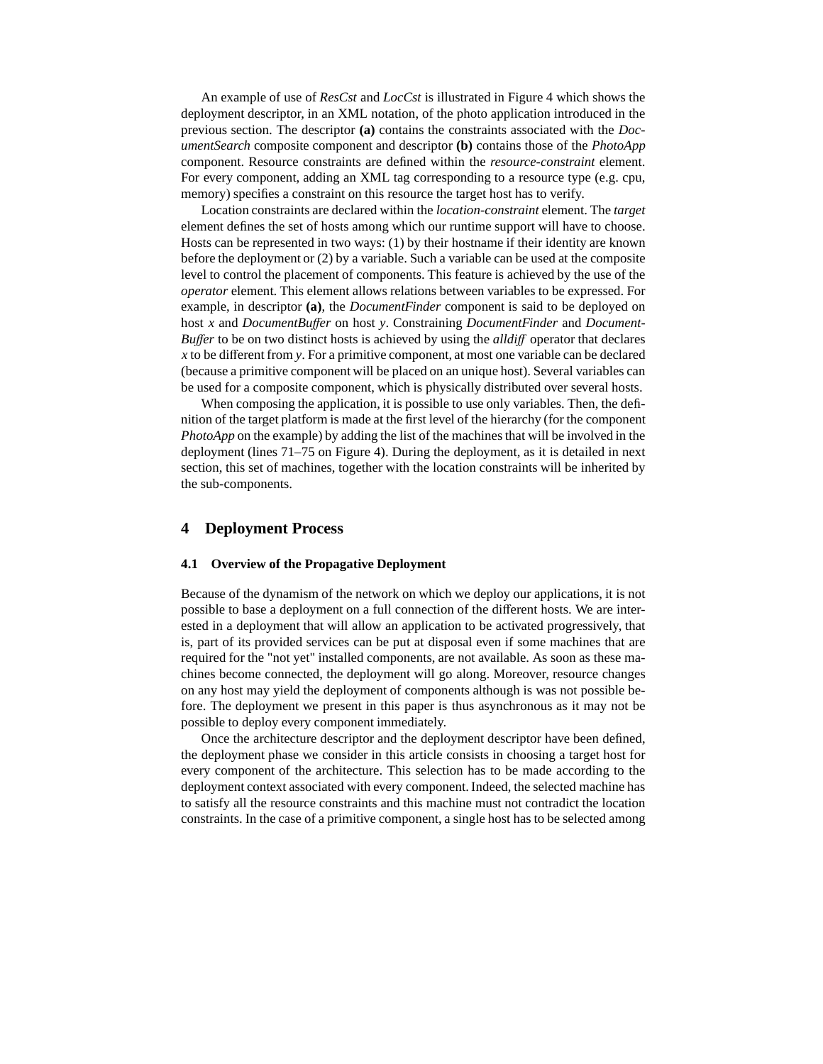An example of use of *ResCst* and *LocCst* is illustrated in Figure 4 which shows the deployment descriptor, in an XML notation, of the photo application introduced in the previous section. The descriptor **(a)** contains the constraints associated with the *DocumentSearch* composite component and descriptor **(b)** contains those of the *PhotoApp* component. Resource constraints are defined within the *resource-constraint* element. For every component, adding an XML tag corresponding to a resource type (e.g. cpu, memory) specifies a constraint on this resource the target host has to verify.

Location constraints are declared within the *location-constraint* element. The *target* element defines the set of hosts among which our runtime support will have to choose. Hosts can be represented in two ways: (1) by their hostname if their identity are known before the deployment or (2) by a variable. Such a variable can be used at the composite level to control the placement of components. This feature is achieved by the use of the *operator* element. This element allows relations between variables to be expressed. For example, in descriptor **(a)**, the *DocumentFinder* component is said to be deployed on host $x$ and *DocumentBuffer* on host $y$. Constraining *DocumentFinder* and *DocumentBuffer* to be on two distinct hosts is achieved by using the *alldiff* operator that declares $x$ to be different from $y$. For a primitive component, at most one variable can be declared (because a primitive component will be placed on an unique host). Several variables can be used for a composite component, which is physically distributed over several hosts.

When composing the application, it is possible to use only variables. Then, the definition of the target platform is made at the first level of the hierarchy (for the component *PhotoApp* on the example) by adding the list of the machines that will be involved in the deployment (lines 71–75 on Figure 4). During the deployment, as it is detailed in next section, this set of machines, together with the location constraints will be inherited by the sub-components.

## 4 Deployment Process

### 4.1 Overview of the Propagative Deployment

Because of the dynamism of the network on which we deploy our applications, it is not possible to base a deployment on a full connection of the different hosts. We are interested in a deployment that will allow an application to be activated progressively, that is, part of its provided services can be put at disposal even if some machines that are required for the "not yet" installed components, are not available. As soon as these machines become connected, the deployment will go along. Moreover, resource changes on any host may yield the deployment of components although is was not possible before. The deployment we present in this paper is thus asynchronous as it may not be possible to deploy every component immediately.

Once the architecture descriptor and the deployment descriptor have been defined, the deployment phase we consider in this article consists in choosing a target host for every component of the architecture. This selection has to be made according to the deployment context associated with every component. Indeed, the selected machine has to satisfy all the resource constraints and this machine must not contradict the location constraints. In the case of a primitive component, a single host has to be selected among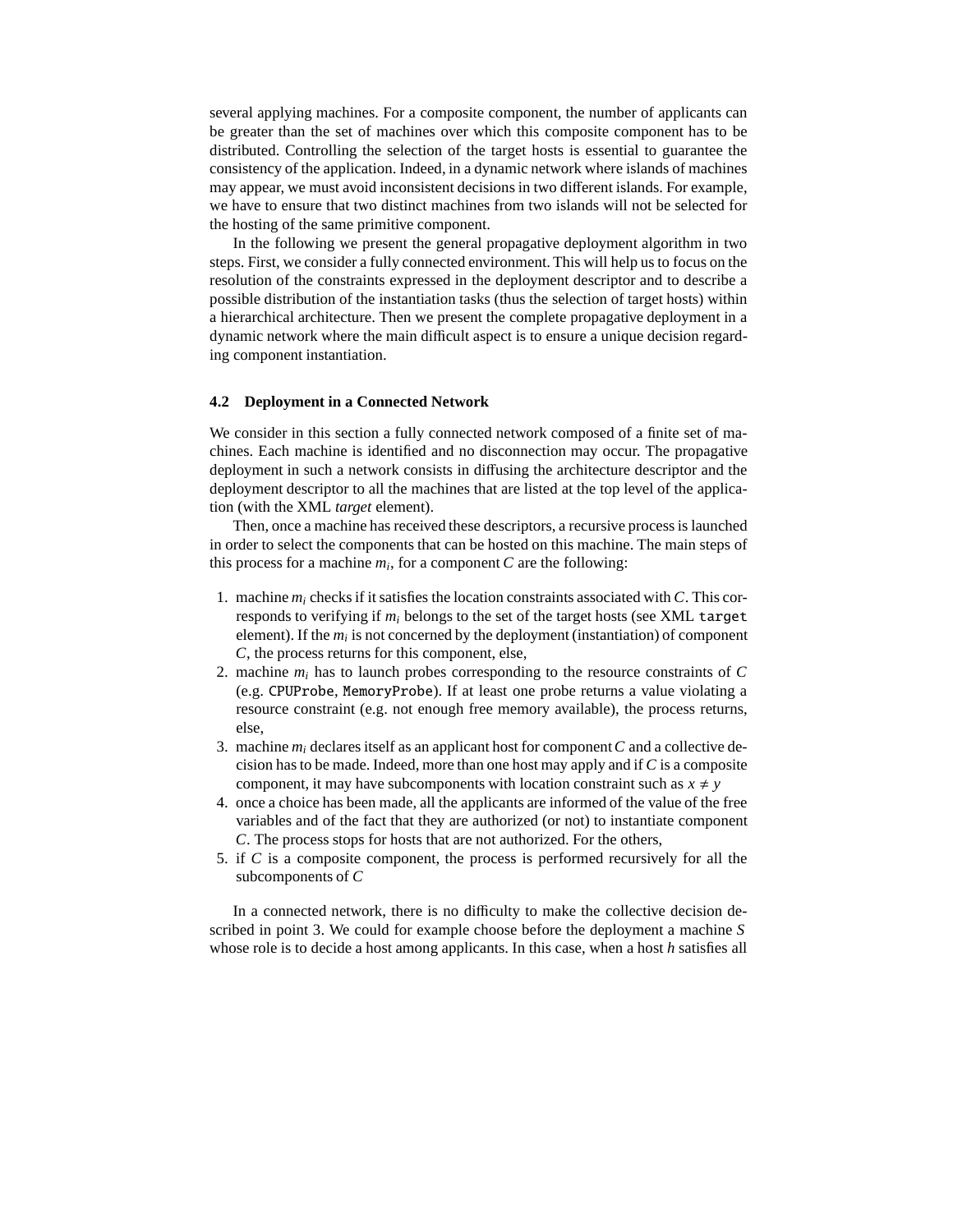several applying machines. For a composite component, the number of applicants can be greater than the set of machines over which this composite component has to be distributed. Controlling the selection of the target hosts is essential to guarantee the consistency of the application. Indeed, in a dynamic network where islands of machines may appear, we must avoid inconsistent decisions in two different islands. For example, we have to ensure that two distinct machines from two islands will not be selected for the hosting of the same primitive component.

In the following we present the general propagative deployment algorithm in two steps. First, we consider a fully connected environment. This will help us to focus on the resolution of the constraints expressed in the deployment descriptor and to describe a possible distribution of the instantiation tasks (thus the selection of target hosts) within a hierarchical architecture. Then we present the complete propagative deployment in a dynamic network where the main difficult aspect is to ensure a unique decision regarding component instantiation.

### 4.2 Deployment in a Connected Network

We consider in this section a fully connected network composed of a finite set of machines. Each machine is identified and no disconnection may occur. The propagative deployment in such a network consists in diffusing the architecture descriptor and the deployment descriptor to all the machines that are listed at the top level of the application (with the XML *target* element).

Then, once a machine has received these descriptors, a recursive process is launched in order to select the components that can be hosted on this machine. The main steps of this process for a machine $m_i$, for a component $C$ are the following:

1. machine $m_i$ checks if it satisfies the location constraints associated with $C$. This corresponds to verifying if $m_i$ belongs to the set of the target hosts (see XML `target` element). If the $m_i$ is not concerned by the deployment (instantiation) of component $C$, the process returns for this component, else,
2. machine $m_i$ has to launch probes corresponding to the resource constraints of $C$ (e.g. `CPUProbe`, `MemoryProbe`). If at least one probe returns a value violating a resource constraint (e.g. not enough free memory available), the process returns, else,
3. machine $m_i$ declares itself as an applicant host for component $C$ and a collective decision has to be made. Indeed, more than one host may apply and if $C$ is a composite component, it may have subcomponents with location constraint such as $x \neq y$
4. once a choice has been made, all the applicants are informed of the value of the free variables and of the fact that they are authorized (or not) to instantiate component $C$. The process stops for hosts that are not authorized. For the others,
5. if $C$ is a composite component, the process is performed recursively for all the subcomponents of $C$

In a connected network, there is no difficulty to make the collective decision described in point 3. We could for example choose before the deployment a machine $S$ whose role is to decide a host among applicants. In this case, when a host $h$ satisfies all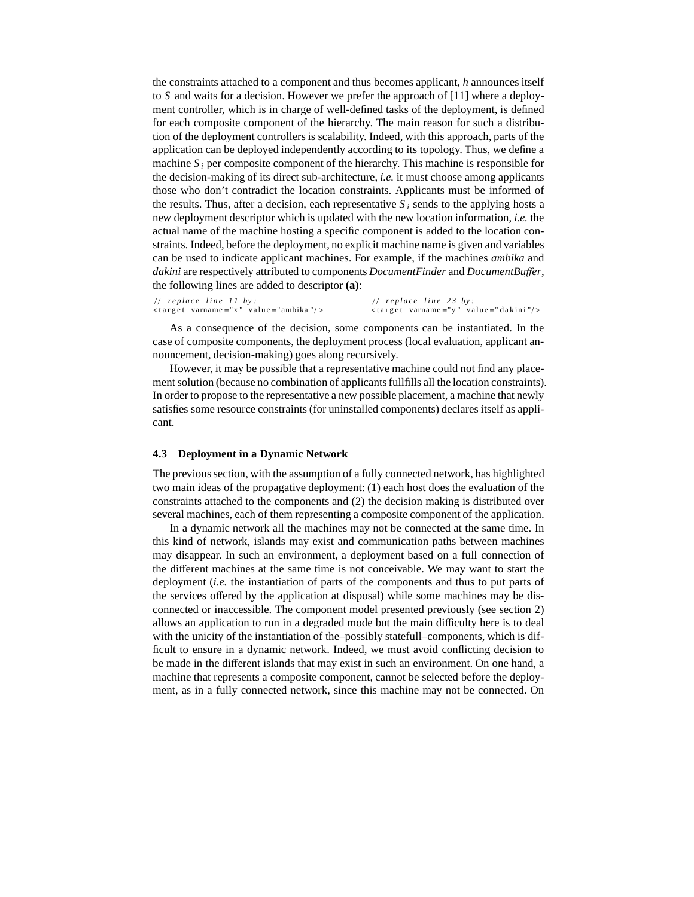the constraints attached to a component and thus becomes applicant, *h* announces itself to $S$ and waits for a decision. However we prefer the approach of [11] where a deployment controller, which is in charge of well-defined tasks of the deployment, is defined for each composite component of the hierarchy. The main reason for such a distribution of the deployment controllers is scalability. Indeed, with this approach, parts of the application can be deployed independently according to its topology. Thus, we define a machine $S_i$ per composite component of the hierarchy. This machine is responsible for the decision-making of its direct sub-architecture, *i.e.* it must choose among applicants those who don't contradict the location constraints. Applicants must be informed of the results. Thus, after a decision, each representative $S_i$ sends to the applying hosts a new deployment descriptor which is updated with the new location information, *i.e.* the actual name of the machine hosting a specific component is added to the location constraints. Indeed, before the deployment, no explicit machine name is given and variables can be used to indicate applicant machines. For example, if the machines *ambika* and *dakini* are respectively attributed to components *DocumentFinder* and *DocumentBuffer*, the following lines are added to descriptor **(a)**:

```
// replace line 11 by:
<target varname="x" value="ambika"/>
```

```
// replace line 23 by:
<target varname="y" value="dakini"/>
```

As a consequence of the decision, some components can be instantiated. In the case of composite components, the deployment process (local evaluation, applicant announcement, decision-making) goes along recursively.

However, it may be possible that a representative machine could not find any placement solution (because no combination of applicants fullfills all the location constraints). In order to propose to the representative a new possible placement, a machine that newly satisfies some resource constraints (for uninstalled components) declares itself as applicant.

### 4.3 Deployment in a Dynamic Network

The previous section, with the assumption of a fully connected network, has highlighted two main ideas of the propagative deployment: (1) each host does the evaluation of the constraints attached to the components and (2) the decision making is distributed over several machines, each of them representing a composite component of the application.

In a dynamic network all the machines may not be connected at the same time. In this kind of network, islands may exist and communication paths between machines may disappear. In such an environment, a deployment based on a full connection of the different machines at the same time is not conceivable. We may want to start the deployment (*i.e.* the instantiation of parts of the components and thus to put parts of the services offered by the application at disposal) while some machines may be disconnected or inaccessible. The component model presented previously (see section 2) allows an application to run in a degraded mode but the main difficulty here is to deal with the unicity of the instantiation of the–possibly statefull–components, which is difficult to ensure in a dynamic network. Indeed, we must avoid conflicting decision to be made in the different islands that may exist in such an environment. On one hand, a machine that represents a composite component, cannot be selected before the deployment, as in a fully connected network, since this machine may not be connected. On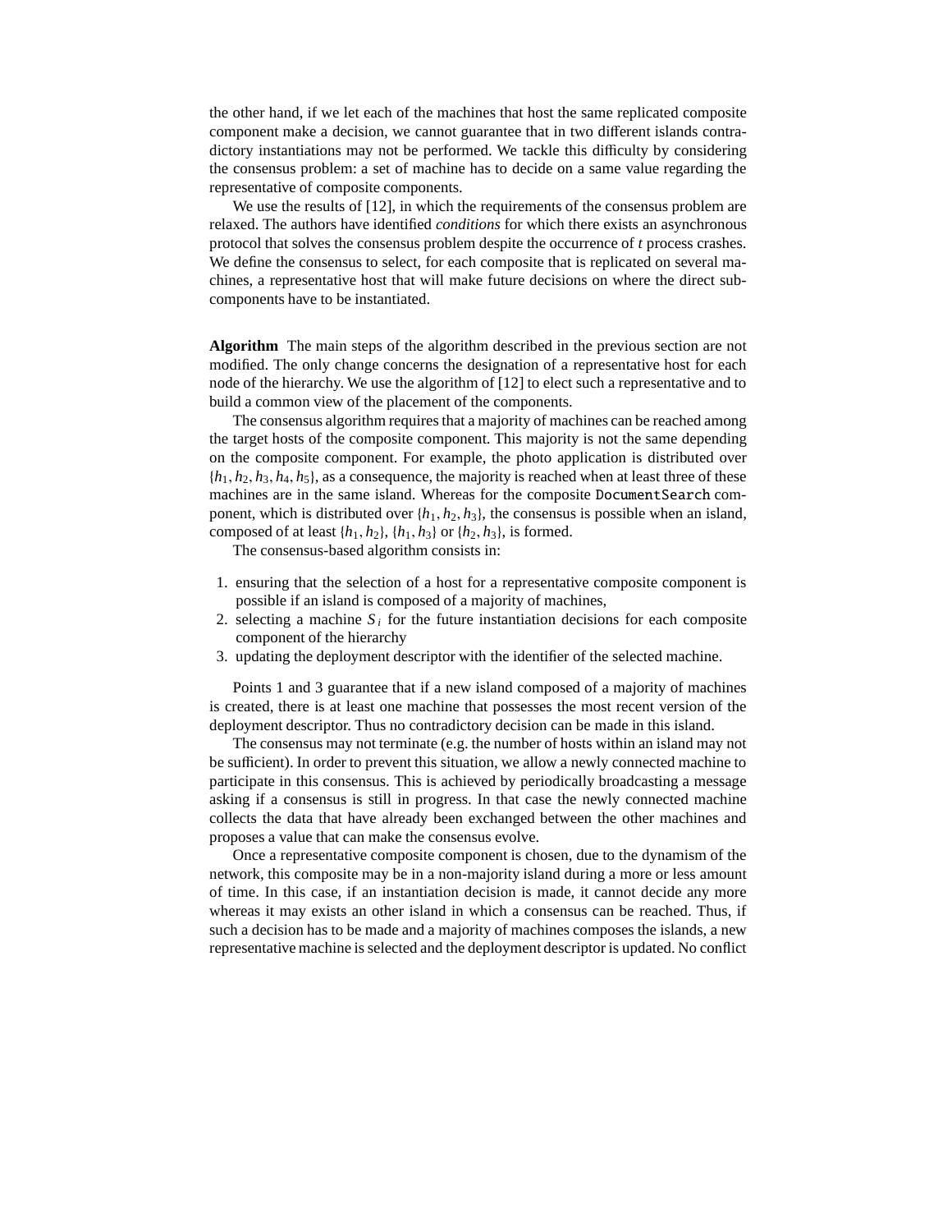the other hand, if we let each of the machines that host the same replicated composite component make a decision, we cannot guarantee that in two different islands contradictory instantiations may not be performed. We tackle this difficulty by considering the consensus problem: a set of machine has to decide on a same value regarding the representative of composite components.

We use the results of [12], in which the requirements of the consensus problem are relaxed. The authors have identified *conditions* for which there exists an asynchronous protocol that solves the consensus problem despite the occurrence of $t$ process crashes. We define the consensus to select, for each composite that is replicated on several machines, a representative host that will make future decisions on where the direct subcomponents have to be instantiated.

**Algorithm** The main steps of the algorithm described in the previous section are not modified. The only change concerns the designation of a representative host for each node of the hierarchy. We use the algorithm of [12] to elect such a representative and to build a common view of the placement of the components.

The consensus algorithm requires that a majority of machines can be reached among the target hosts of the composite component. This majority is not the same depending on the composite component. For example, the photo application is distributed over $\{h_1, h_2, h_3, h_4, h_5\}$, as a consequence, the majority is reached when at least three of these machines are in the same island. Whereas for the composite `DocumentSearch` component, which is distributed over $\{h_1, h_2, h_3\}$, the consensus is possible when an island, composed of at least $\{h_1, h_2\}$, $\{h_1, h_3\}$ or $\{h_2, h_3\}$, is formed.

The consensus-based algorithm consists in:

1. ensuring that the selection of a host for a representative composite component is possible if an island is composed of a majority of machines,
2. selecting a machine $S_i$ for the future instantiation decisions for each composite component of the hierarchy
3. updating the deployment descriptor with the identifier of the selected machine.

Points 1 and 3 guarantee that if a new island composed of a majority of machines is created, there is at least one machine that possesses the most recent version of the deployment descriptor. Thus no contradictory decision can be made in this island.

The consensus may not terminate (e.g. the number of hosts within an island may not be sufficient). In order to prevent this situation, we allow a newly connected machine to participate in this consensus. This is achieved by periodically broadcasting a message asking if a consensus is still in progress. In that case the newly connected machine collects the data that have already been exchanged between the other machines and proposes a value that can make the consensus evolve.

Once a representative composite component is chosen, due to the dynamism of the network, this composite may be in a non-majority island during a more or less amount of time. In this case, if an instantiation decision is made, it cannot decide any more whereas it may exists an other island in which a consensus can be reached. Thus, if such a decision has to be made and a majority of machines composes the islands, a new representative machine is selected and the deployment descriptor is updated. No conflict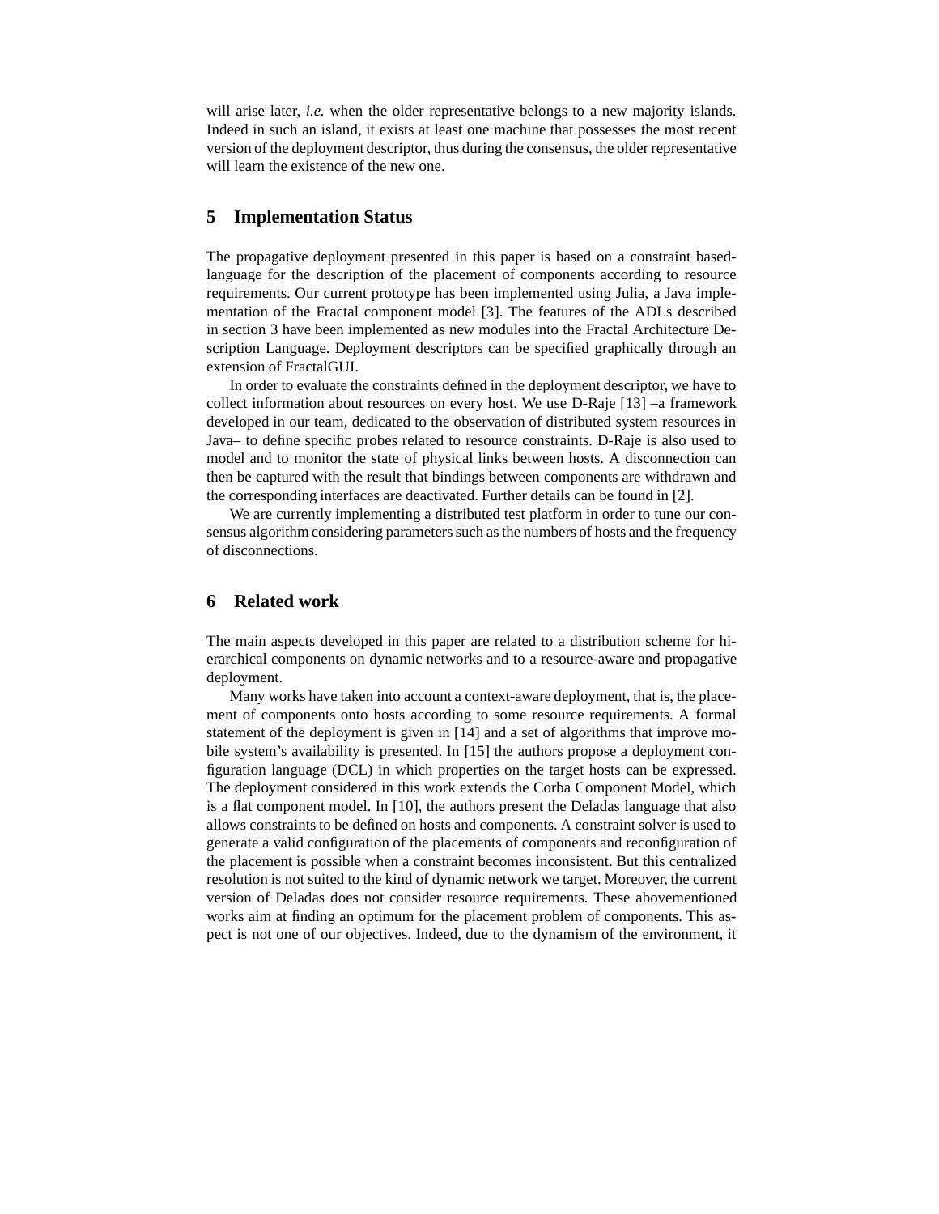will arise later, *i.e.* when the older representative belongs to a new majority islands. Indeed in such an island, it exists at least one machine that possesses the most recent version of the deployment descriptor, thus during the consensus, the older representative will learn the existence of the new one.

## 5 Implementation Status

The propagative deployment presented in this paper is based on a constraint based-language for the description of the placement of components according to resource requirements. Our current prototype has been implemented using Julia, a Java implementation of the Fractal component model [3]. The features of the ADLs described in section 3 have been implemented as new modules into the Fractal Architecture Description Language. Deployment descriptors can be specified graphically through an extension of FractalGUI.

In order to evaluate the constraints defined in the deployment descriptor, we have to collect information about resources on every host. We use D-Raje [13] –a framework developed in our team, dedicated to the observation of distributed system resources in Java– to define specific probes related to resource constraints. D-Raje is also used to model and to monitor the state of physical links between hosts. A disconnection can then be captured with the result that bindings between components are withdrawn and the corresponding interfaces are deactivated. Further details can be found in [2].

We are currently implementing a distributed test platform in order to tune our consensus algorithm considering parameters such as the numbers of hosts and the frequency of disconnections.

## 6 Related work

The main aspects developed in this paper are related to a distribution scheme for hierarchical components on dynamic networks and to a resource-aware and propagative deployment.

Many works have taken into account a context-aware deployment, that is, the placement of components onto hosts according to some resource requirements. A formal statement of the deployment is given in [14] and a set of algorithms that improve mobile system's availability is presented. In [15] the authors propose a deployment configuration language (DCL) in which properties on the target hosts can be expressed. The deployment considered in this work extends the Corba Component Model, which is a flat component model. In [10], the authors present the Deladas language that also allows constraints to be defined on hosts and components. A constraint solver is used to generate a valid configuration of the placements of components and reconfiguration of the placement is possible when a constraint becomes inconsistent. But this centralized resolution is not suited to the kind of dynamic network we target. Moreover, the current version of Deladas does not consider resource requirements. These abovementioned works aim at finding an optimum for the placement problem of components. This aspect is not one of our objectives. Indeed, due to the dynamism of the environment, it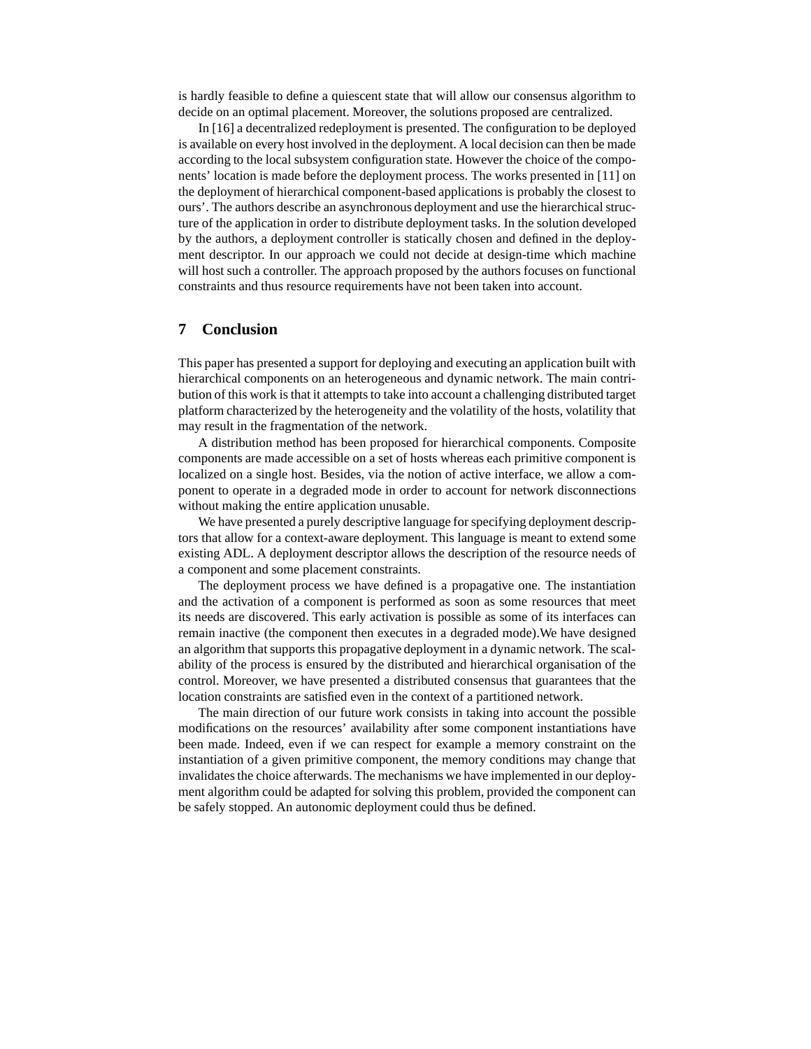is hardly feasible to define a quiescent state that will allow our consensus algorithm to decide on an optimal placement. Moreover, the solutions proposed are centralized.

In [16] a decentralized redeployment is presented. The configuration to be deployed is available on every host involved in the deployment. A local decision can then be made according to the local subsystem configuration state. However the choice of the components' location is made before the deployment process. The works presented in [11] on the deployment of hierarchical component-based applications is probably the closest to ours'. The authors describe an asynchronous deployment and use the hierarchical structure of the application in order to distribute deployment tasks. In the solution developed by the authors, a deployment controller is statically chosen and defined in the deployment descriptor. In our approach we could not decide at design-time which machine will host such a controller. The approach proposed by the authors focuses on functional constraints and thus resource requirements have not been taken into account.

## 7 Conclusion

This paper has presented a support for deploying and executing an application built with hierarchical components on an heterogeneous and dynamic network. The main contribution of this work is that it attempts to take into account a challenging distributed target platform characterized by the heterogeneity and the volatility of the hosts, volatility that may result in the fragmentation of the network.

A distribution method has been proposed for hierarchical components. Composite components are made accessible on a set of hosts whereas each primitive component is localized on a single host. Besides, via the notion of active interface, we allow a component to operate in a degraded mode in order to account for network disconnections without making the entire application unusable.

We have presented a purely descriptive language for specifying deployment descriptors that allow for a context-aware deployment. This language is meant to extend some existing ADL. A deployment descriptor allows the description of the resource needs of a component and some placement constraints.

The deployment process we have defined is a propagative one. The instantiation and the activation of a component is performed as soon as some resources that meet its needs are discovered. This early activation is possible as some of its interfaces can remain inactive (the component then executes in a degraded mode).We have designed an algorithm that supports this propagative deployment in a dynamic network. The scalability of the process is ensured by the distributed and hierarchical organisation of the control. Moreover, we have presented a distributed consensus that guarantees that the location constraints are satisfied even in the context of a partitioned network.

The main direction of our future work consists in taking into account the possible modifications on the resources' availability after some component instantiations have been made. Indeed, even if we can respect for example a memory constraint on the instantiation of a given primitive component, the memory conditions may change that invalidates the choice afterwards. The mechanisms we have implemented in our deployment algorithm could be adapted for solving this problem, provided the component can be safely stopped. An autonomic deployment could thus be defined.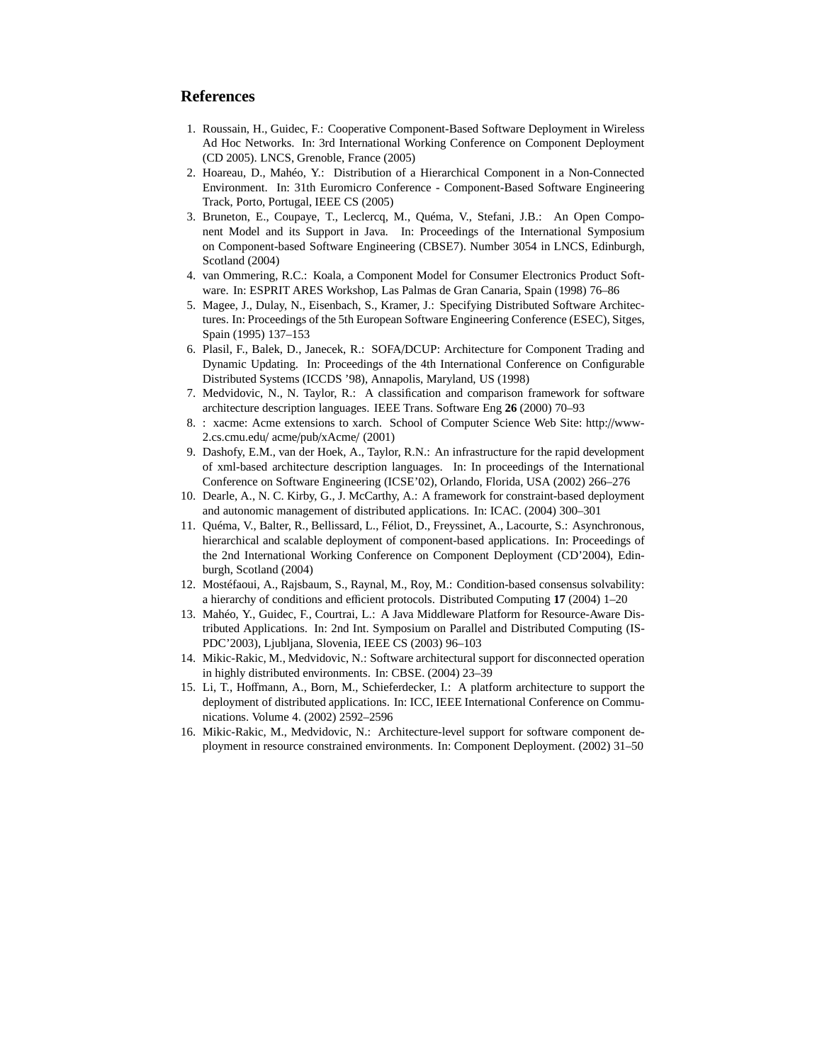## References

1. Roussain, H., Guidec, F.: Cooperative Component-Based Software Deployment in Wireless Ad Hoc Networks. In: 3rd International Working Conference on Component Deployment (CD 2005). LNCS, Grenoble, France (2005)
2. Hoareau, D., Mahéo, Y.: Distribution of a Hierarchical Component in a Non-Connected Environment. In: 31th Euromicro Conference - Component-Based Software Engineering Track, Porto, Portugal, IEEE CS (2005)
3. Bruneton, E., Coupaye, T., Leclercq, M., Quéma, V., Stefani, J.B.: An Open Component Model and its Support in Java. In: Proceedings of the International Symposium on Component-based Software Engineering (CBSE7). Number 3054 in LNCS, Edinburgh, Scotland (2004)
4. van Ommering, R.C.: Koala, a Component Model for Consumer Electronics Product Software. In: ESPRIT ARES Workshop, Las Palmas de Gran Canaria, Spain (1998) 76–86
5. Magee, J., Dulay, N., Eisenbach, S., Kramer, J.: Specifying Distributed Software Architectures. In: Proceedings of the 5th European Software Engineering Conference (ESEC), Sitges, Spain (1995) 137–153
6. Plasil, F., Balek, D., Janecek, R.: SOFA/DCUP: Architecture for Component Trading and Dynamic Updating. In: Proceedings of the 4th International Conference on Configurable Distributed Systems (ICCDS '98), Annapolis, Maryland, US (1998)
7. Medvidovic, N., N. Taylor, R.: A classification and comparison framework for software architecture description languages. IEEE Trans. Software Eng **26** (2000) 70–93
8. : xacme: Acme extensions to xarch. School of Computer Science Web Site: http://www-2.cs.cmu.edu/ acme/pub/xAcme/ (2001)
9. Dashofy, E.M., van der Hoek, A., Taylor, R.N.: An infrastructure for the rapid development of xml-based architecture description languages. In: In proceedings of the International Conference on Software Engineering (ICSE'02), Orlando, Florida, USA (2002) 266–276
10. Dearle, A., N. C. Kirby, G., J. McCarthy, A.: A framework for constraint-based deployment and autonomic management of distributed applications. In: ICAC. (2004) 300–301
11. Quéma, V., Balter, R., Bellissard, L., Féliot, D., Freyssinet, A., Lacourte, S.: Asynchronous, hierarchical and scalable deployment of component-based applications. In: Proceedings of the 2nd International Working Conference on Component Deployment (CD'2004), Edinburgh, Scotland (2004)
12. Mostéfaoui, A., Rajsbaum, S., Raynal, M., Roy, M.: Condition-based consensus solvability: a hierarchy of conditions and efficient protocols. Distributed Computing **17** (2004) 1–20
13. Mahéo, Y., Guidec, F., Courtrai, L.: A Java Middleware Platform for Resource-Aware Distributed Applications. In: 2nd Int. Symposium on Parallel and Distributed Computing (ISPDC'2003), Ljubljana, Slovenia, IEEE CS (2003) 96–103
14. Mikic-Rakic, M., Medvidovic, N.: Software architectural support for disconnected operation in highly distributed environments. In: CBSE. (2004) 23–39
15. Li, T., Hoffmann, A., Born, M., Schieferdecker, I.: A platform architecture to support the deployment of distributed applications. In: ICC, IEEE International Conference on Communications. Volume 4. (2002) 2592–2596
16. Mikic-Rakic, M., Medvidovic, N.: Architecture-level support for software component deployment in resource constrained environments. In: Component Deployment. (2002) 31–50